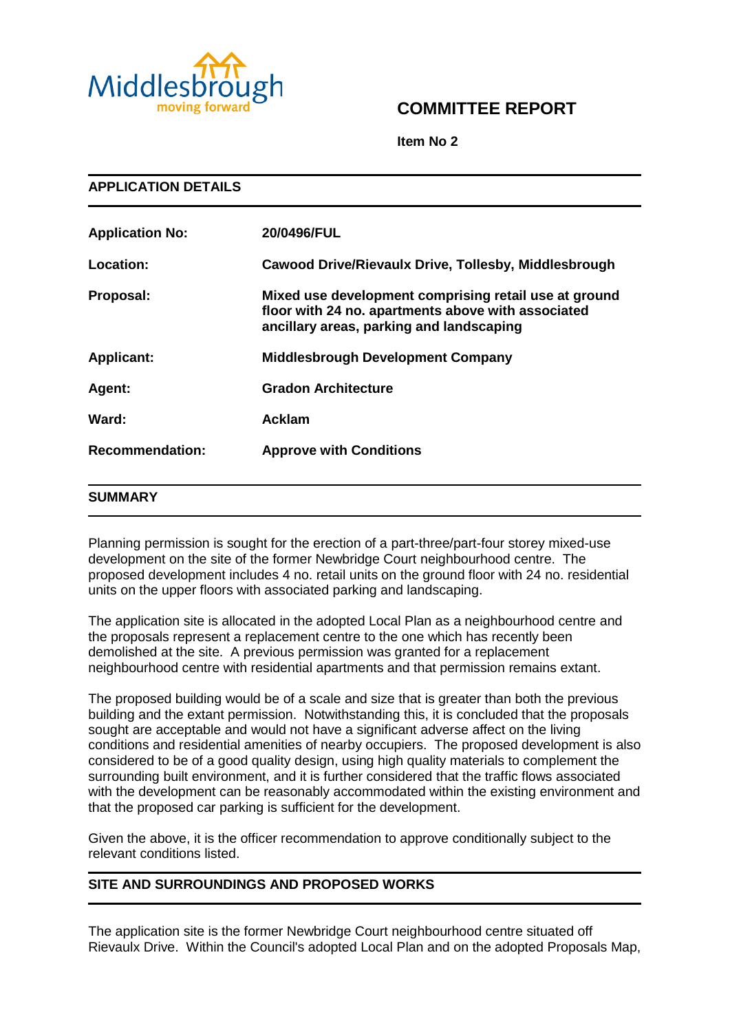Middlesbrough
moving forward

# COMMITTEE REPORT

**Item No 2**

## APPLICATION DETAILS

| | |
|---|---|
| **Application No:** | **20/0496/FUL** |
| **Location:** | **Cawood Drive/Rievaulx Drive, Tollesby, Middlesbrough** |
| **Proposal:** | **Mixed use development comprising retail use at ground floor with 24 no. apartments above with associated ancillary areas, parking and landscaping** |
| **Applicant:** | **Middlesbrough Development Company** |
| **Agent:** | **Gradon Architecture** |
| **Ward:** | **Acklam** |
| **Recommendation:** | **Approve with Conditions** |

## SUMMARY

Planning permission is sought for the erection of a part-three/part-four storey mixed-use development on the site of the former Newbridge Court neighbourhood centre. The proposed development includes 4 no. retail units on the ground floor with 24 no. residential units on the upper floors with associated parking and landscaping.

The application site is allocated in the adopted Local Plan as a neighbourhood centre and the proposals represent a replacement centre to the one which has recently been demolished at the site. A previous permission was granted for a replacement neighbourhood centre with residential apartments and that permission remains extant.

The proposed building would be of a scale and size that is greater than both the previous building and the extant permission. Notwithstanding this, it is concluded that the proposals sought are acceptable and would not have a significant adverse affect on the living conditions and residential amenities of nearby occupiers. The proposed development is also considered to be of a good quality design, using high quality materials to complement the surrounding built environment, and it is further considered that the traffic flows associated with the development can be reasonably accommodated within the existing environment and that the proposed car parking is sufficient for the development.

Given the above, it is the officer recommendation to approve conditionally subject to the relevant conditions listed.

## SITE AND SURROUNDINGS AND PROPOSED WORKS

The application site is the former Newbridge Court neighbourhood centre situated off Rievaulx Drive. Within the Council's adopted Local Plan and on the adopted Proposals Map,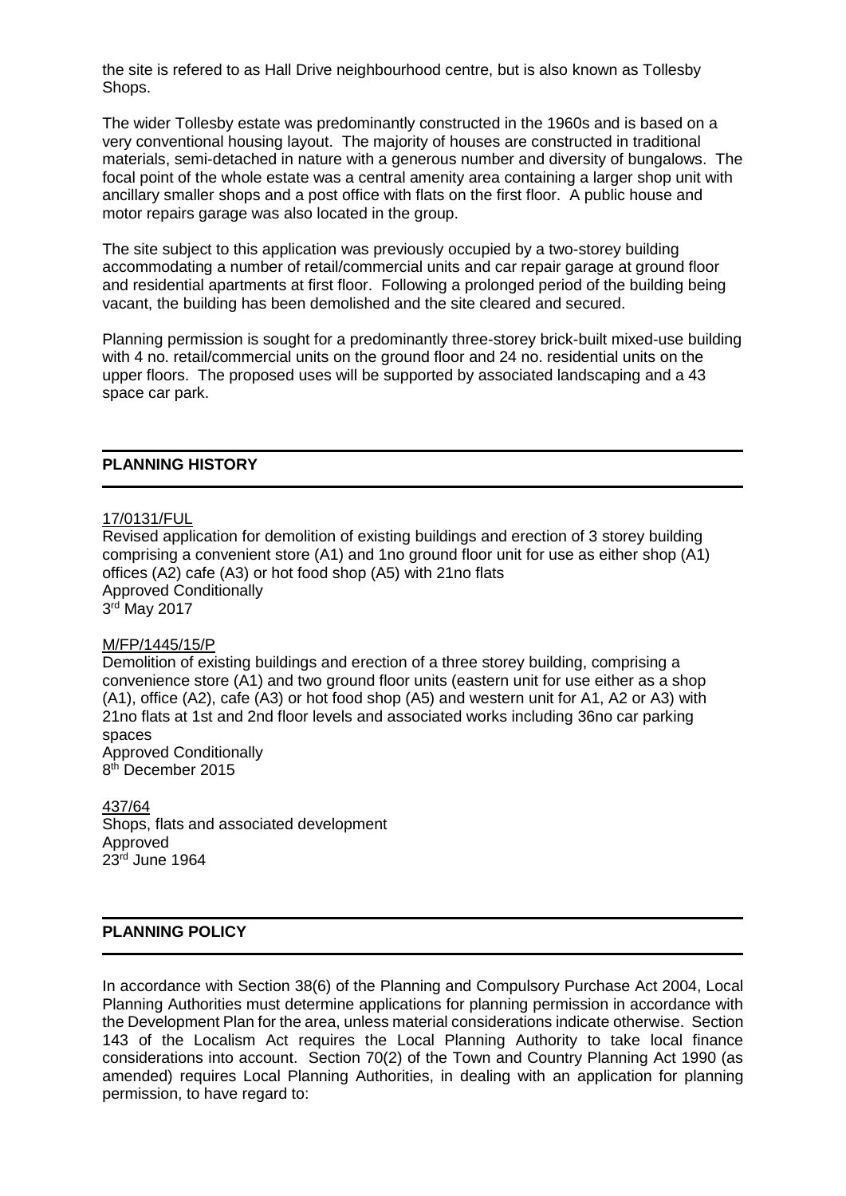the site is refered to as Hall Drive neighbourhood centre, but is also known as Tollesby Shops.

The wider Tollesby estate was predominantly constructed in the 1960s and is based on a very conventional housing layout. The majority of houses are constructed in traditional materials, semi-detached in nature with a generous number and diversity of bungalows. The focal point of the whole estate was a central amenity area containing a larger shop unit with ancillary smaller shops and a post office with flats on the first floor. A public house and motor repairs garage was also located in the group.

The site subject to this application was previously occupied by a two-storey building accommodating a number of retail/commercial units and car repair garage at ground floor and residential apartments at first floor. Following a prolonged period of the building being vacant, the building has been demolished and the site cleared and secured.

Planning permission is sought for a predominantly three-storey brick-built mixed-use building with 4 no. retail/commercial units on the ground floor and 24 no. residential units on the upper floors. The proposed uses will be supported by associated landscaping and a 43 space car park.

## PLANNING HISTORY

17/0131/FUL
Revised application for demolition of existing buildings and erection of 3 storey building comprising a convenient store (A1) and 1no ground floor unit for use as either shop (A1) offices (A2) cafe (A3) or hot food shop (A5) with 21no flats
Approved Conditionally
3rd May 2017

M/FP/1445/15/P
Demolition of existing buildings and erection of a three storey building, comprising a convenience store (A1) and two ground floor units (eastern unit for use either as a shop (A1), office (A2), cafe (A3) or hot food shop (A5) and western unit for A1, A2 or A3) with 21no flats at 1st and 2nd floor levels and associated works including 36no car parking spaces
Approved Conditionally
8th December 2015

437/64
Shops, flats and associated development
Approved
23rd June 1964

## PLANNING POLICY

In accordance with Section 38(6) of the Planning and Compulsory Purchase Act 2004, Local Planning Authorities must determine applications for planning permission in accordance with the Development Plan for the area, unless material considerations indicate otherwise. Section 143 of the Localism Act requires the Local Planning Authority to take local finance considerations into account. Section 70(2) of the Town and Country Planning Act 1990 (as amended) requires Local Planning Authorities, in dealing with an application for planning permission, to have regard to: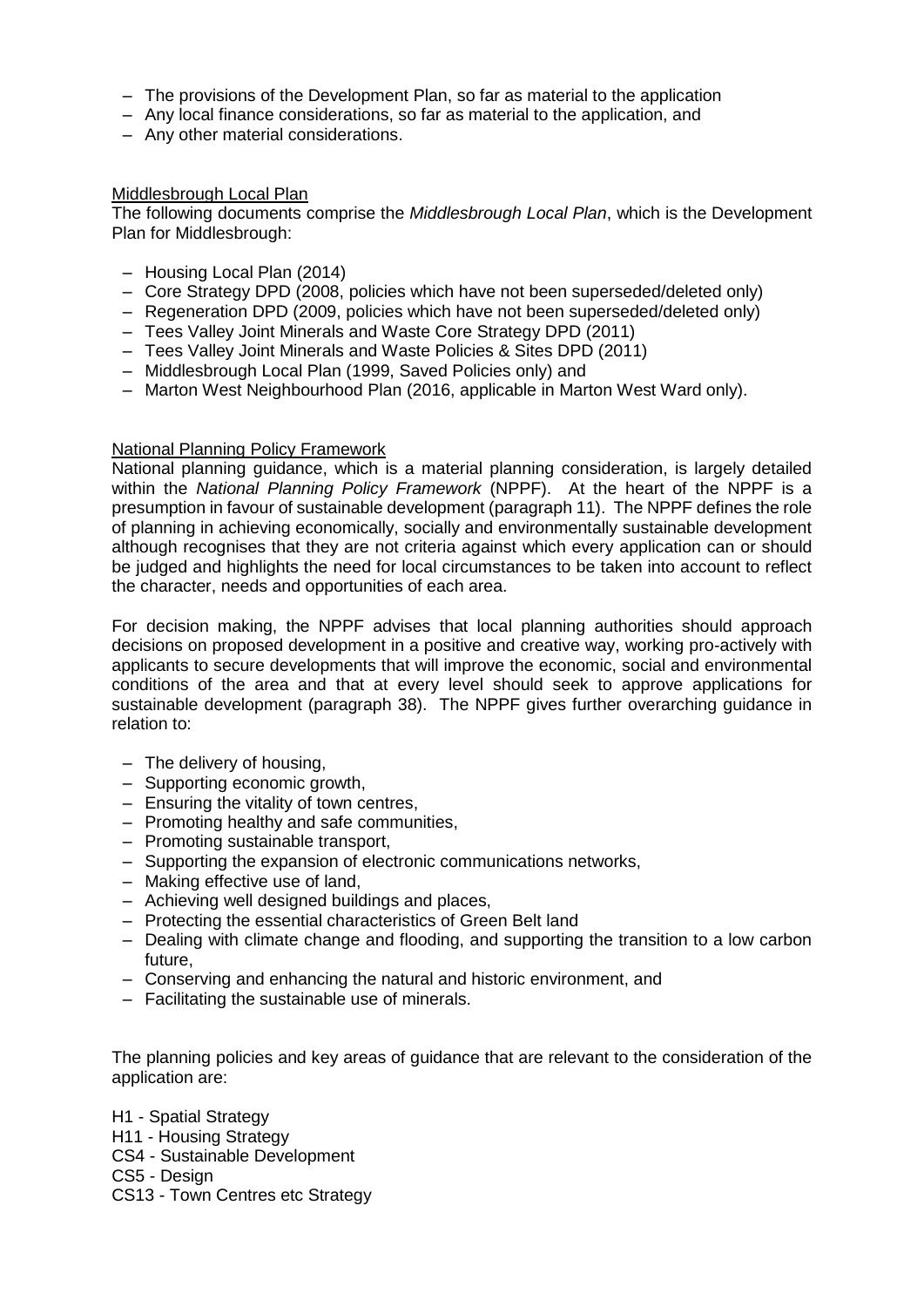- The provisions of the Development Plan, so far as material to the application
- Any local finance considerations, so far as material to the application, and
- Any other material considerations.

Middlesbrough Local Plan

The following documents comprise the *Middlesbrough Local Plan*, which is the Development Plan for Middlesbrough:

- Housing Local Plan (2014)
- Core Strategy DPD (2008, policies which have not been superseded/deleted only)
- Regeneration DPD (2009, policies which have not been superseded/deleted only)
- Tees Valley Joint Minerals and Waste Core Strategy DPD (2011)
- Tees Valley Joint Minerals and Waste Policies & Sites DPD (2011)
- Middlesbrough Local Plan (1999, Saved Policies only) and
- Marton West Neighbourhood Plan (2016, applicable in Marton West Ward only).

National Planning Policy Framework

National planning guidance, which is a material planning consideration, is largely detailed within the *National Planning Policy Framework* (NPPF). At the heart of the NPPF is a presumption in favour of sustainable development (paragraph 11). The NPPF defines the role of planning in achieving economically, socially and environmentally sustainable development although recognises that they are not criteria against which every application can or should be judged and highlights the need for local circumstances to be taken into account to reflect the character, needs and opportunities of each area.

For decision making, the NPPF advises that local planning authorities should approach decisions on proposed development in a positive and creative way, working pro-actively with applicants to secure developments that will improve the economic, social and environmental conditions of the area and that at every level should seek to approve applications for sustainable development (paragraph 38). The NPPF gives further overarching guidance in relation to:

- The delivery of housing,
- Supporting economic growth,
- Ensuring the vitality of town centres,
- Promoting healthy and safe communities,
- Promoting sustainable transport,
- Supporting the expansion of electronic communications networks,
- Making effective use of land,
- Achieving well designed buildings and places,
- Protecting the essential characteristics of Green Belt land
- Dealing with climate change and flooding, and supporting the transition to a low carbon future,
- Conserving and enhancing the natural and historic environment, and
- Facilitating the sustainable use of minerals.

The planning policies and key areas of guidance that are relevant to the consideration of the application are:

H1 - Spatial Strategy
H11 - Housing Strategy
CS4 - Sustainable Development
CS5 - Design
CS13 - Town Centres etc Strategy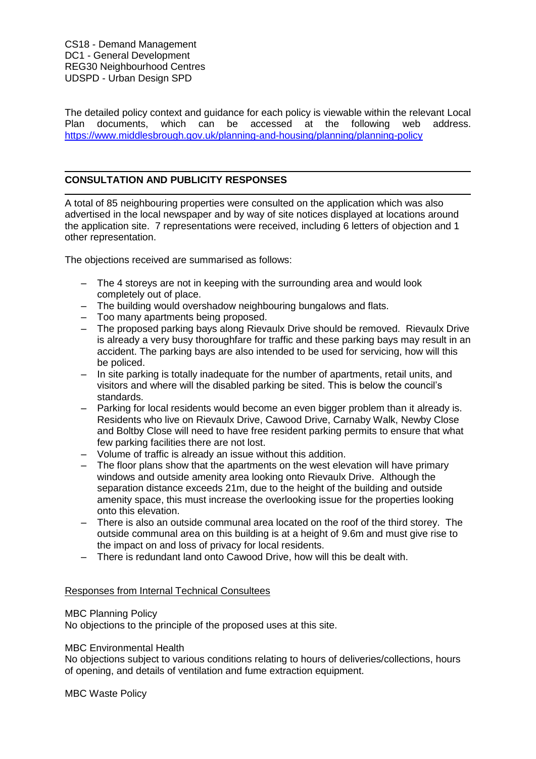CS18 - Demand Management
DC1 - General Development
REG30 Neighbourhood Centres
UDSPD - Urban Design SPD

The detailed policy context and guidance for each policy is viewable within the relevant Local Plan documents, which can be accessed at the following web address. https://www.middlesbrough.gov.uk/planning-and-housing/planning/planning-policy

---

## CONSULTATION AND PUBLICITY RESPONSES

---

A total of 85 neighbouring properties were consulted on the application which was also advertised in the local newspaper and by way of site notices displayed at locations around the application site. 7 representations were received, including 6 letters of objection and 1 other representation.

The objections received are summarised as follows:

- The 4 storeys are not in keeping with the surrounding area and would look completely out of place.
- The building would overshadow neighbouring bungalows and flats.
- Too many apartments being proposed.
- The proposed parking bays along Rievaulx Drive should be removed. Rievaulx Drive is already a very busy thoroughfare for traffic and these parking bays may result in an accident. The parking bays are also intended to be used for servicing, how will this be policed.
- In site parking is totally inadequate for the number of apartments, retail units, and visitors and where will the disabled parking be sited. This is below the council's standards.
- Parking for local residents would become an even bigger problem than it already is. Residents who live on Rievaulx Drive, Cawood Drive, Carnaby Walk, Newby Close and Boltby Close will need to have free resident parking permits to ensure that what few parking facilities there are not lost.
- Volume of traffic is already an issue without this addition.
- The floor plans show that the apartments on the west elevation will have primary windows and outside amenity area looking onto Rievaulx Drive. Although the separation distance exceeds 21m, due to the height of the building and outside amenity space, this must increase the overlooking issue for the properties looking onto this elevation.
- There is also an outside communal area located on the roof of the third storey. The outside communal area on this building is at a height of 9.6m and must give rise to the impact on and loss of privacy for local residents.
- There is redundant land onto Cawood Drive, how will this be dealt with.

Responses from Internal Technical Consultees

MBC Planning Policy
No objections to the principle of the proposed uses at this site.

MBC Environmental Health
No objections subject to various conditions relating to hours of deliveries/collections, hours of opening, and details of ventilation and fume extraction equipment.

MBC Waste Policy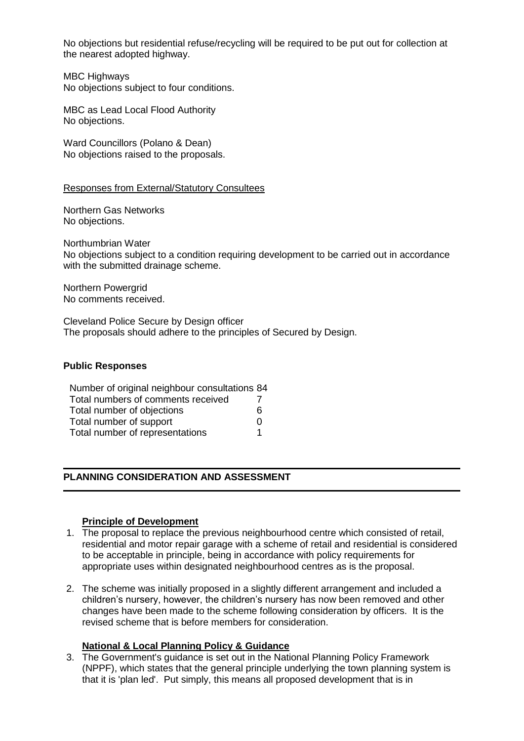No objections but residential refuse/recycling will be required to be put out for collection at the nearest adopted highway.

MBC Highways
No objections subject to four conditions.

MBC as Lead Local Flood Authority
No objections.

Ward Councillors (Polano & Dean)
No objections raised to the proposals.

Responses from External/Statutory Consultees

Northern Gas Networks
No objections.

Northumbrian Water
No objections subject to a condition requiring development to be carried out in accordance with the submitted drainage scheme.

Northern Powergrid
No comments received.

Cleveland Police Secure by Design officer
The proposals should adhere to the principles of Secured by Design.

**Public Responses**

| | |
|---|---|
| Number of original neighbour consultations | 84 |
| Total numbers of comments received | 7 |
| Total number of objections | 6 |
| Total number of support | 0 |
| Total number of representations | 1 |

## PLANNING CONSIDERATION AND ASSESSMENT

**Principle of Development**

1. The proposal to replace the previous neighbourhood centre which consisted of retail, residential and motor repair garage with a scheme of retail and residential is considered to be acceptable in principle, being in accordance with policy requirements for appropriate uses within designated neighbourhood centres as is the proposal.

2. The scheme was initially proposed in a slightly different arrangement and included a children's nursery, however, the children's nursery has now been removed and other changes have been made to the scheme following consideration by officers. It is the revised scheme that is before members for consideration.

**National & Local Planning Policy & Guidance**

3. The Government's guidance is set out in the National Planning Policy Framework (NPPF), which states that the general principle underlying the town planning system is that it is 'plan led'. Put simply, this means all proposed development that is in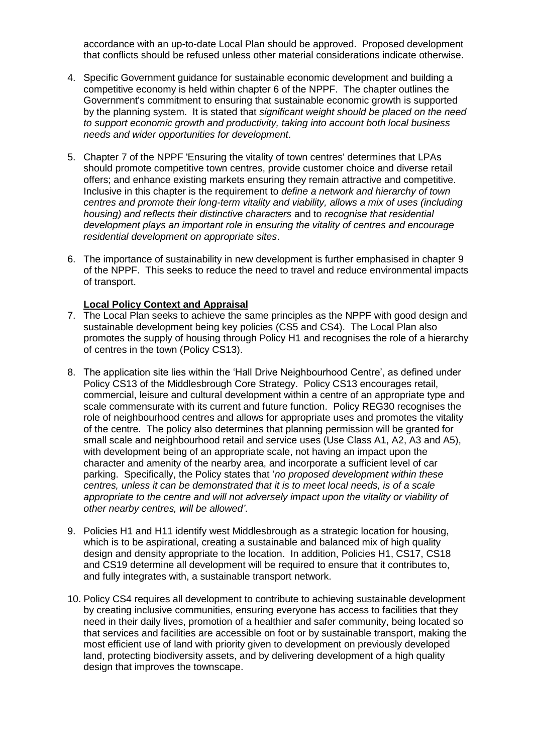accordance with an up-to-date Local Plan should be approved. Proposed development that conflicts should be refused unless other material considerations indicate otherwise.

4. Specific Government guidance for sustainable economic development and building a competitive economy is held within chapter 6 of the NPPF. The chapter outlines the Government's commitment to ensuring that sustainable economic growth is supported by the planning system. It is stated that *significant weight should be placed on the need to support economic growth and productivity, taking into account both local business needs and wider opportunities for development*.

5. Chapter 7 of the NPPF 'Ensuring the vitality of town centres' determines that LPAs should promote competitive town centres, provide customer choice and diverse retail offers; and enhance existing markets ensuring they remain attractive and competitive. Inclusive in this chapter is the requirement to *define a network and hierarchy of town centres and promote their long-term vitality and viability, allows a mix of uses (including housing) and reflects their distinctive characters* and to *recognise that residential development plays an important role in ensuring the vitality of centres and encourage residential development on appropriate sites*.

6. The importance of sustainability in new development is further emphasised in chapter 9 of the NPPF. This seeks to reduce the need to travel and reduce environmental impacts of transport.

**Local Policy Context and Appraisal**

7. The Local Plan seeks to achieve the same principles as the NPPF with good design and sustainable development being key policies (CS5 and CS4). The Local Plan also promotes the supply of housing through Policy H1 and recognises the role of a hierarchy of centres in the town (Policy CS13).

8. The application site lies within the 'Hall Drive Neighbourhood Centre', as defined under Policy CS13 of the Middlesbrough Core Strategy. Policy CS13 encourages retail, commercial, leisure and cultural development within a centre of an appropriate type and scale commensurate with its current and future function. Policy REG30 recognises the role of neighbourhood centres and allows for appropriate uses and promotes the vitality of the centre. The policy also determines that planning permission will be granted for small scale and neighbourhood retail and service uses (Use Class A1, A2, A3 and A5), with development being of an appropriate scale, not having an impact upon the character and amenity of the nearby area, and incorporate a sufficient level of car parking. Specifically, the Policy states that '*no proposed development within these centres, unless it can be demonstrated that it is to meet local needs, is of a scale appropriate to the centre and will not adversely impact upon the vitality or viability of other nearby centres, will be allowed'*.

9. Policies H1 and H11 identify west Middlesbrough as a strategic location for housing, which is to be aspirational, creating a sustainable and balanced mix of high quality design and density appropriate to the location. In addition, Policies H1, CS17, CS18 and CS19 determine all development will be required to ensure that it contributes to, and fully integrates with, a sustainable transport network.

10. Policy CS4 requires all development to contribute to achieving sustainable development by creating inclusive communities, ensuring everyone has access to facilities that they need in their daily lives, promotion of a healthier and safer community, being located so that services and facilities are accessible on foot or by sustainable transport, making the most efficient use of land with priority given to development on previously developed land, protecting biodiversity assets, and by delivering development of a high quality design that improves the townscape.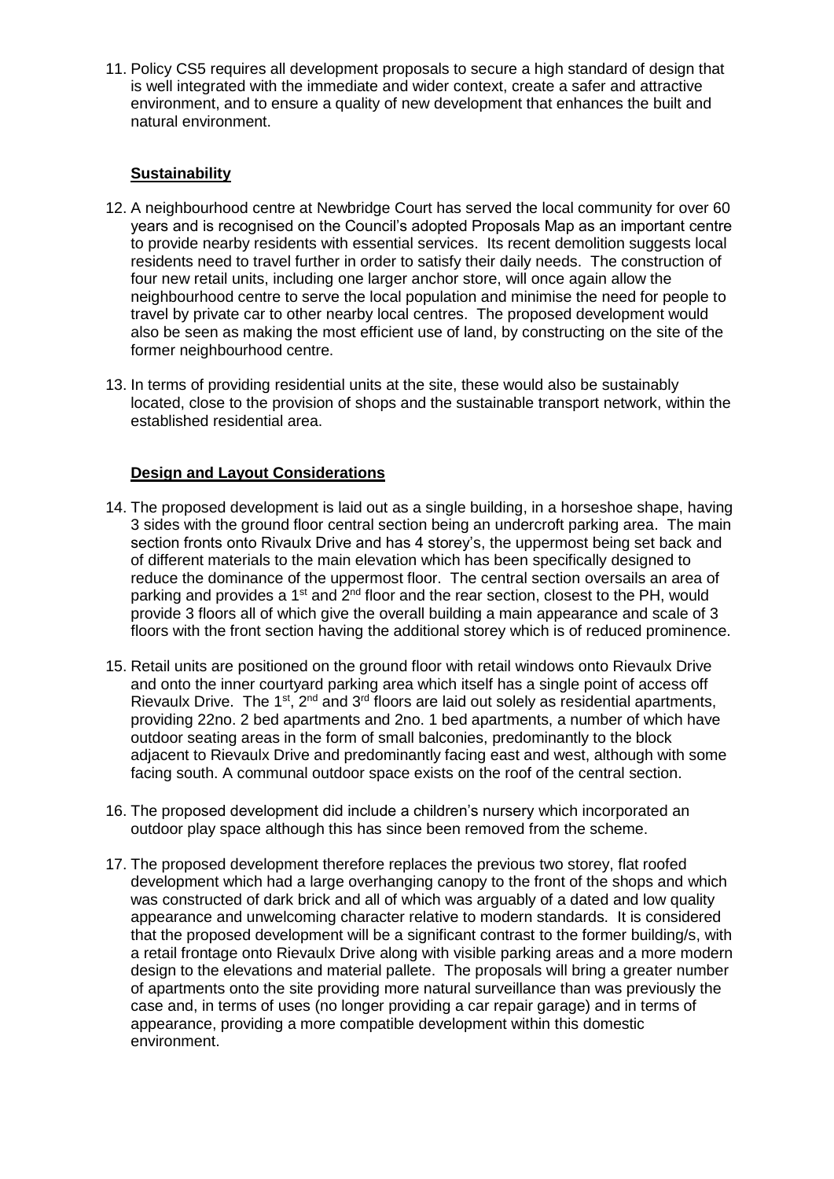11. Policy CS5 requires all development proposals to secure a high standard of design that is well integrated with the immediate and wider context, create a safer and attractive environment, and to ensure a quality of new development that enhances the built and natural environment.

**Sustainability**

12. A neighbourhood centre at Newbridge Court has served the local community for over 60 years and is recognised on the Council's adopted Proposals Map as an important centre to provide nearby residents with essential services. Its recent demolition suggests local residents need to travel further in order to satisfy their daily needs. The construction of four new retail units, including one larger anchor store, will once again allow the neighbourhood centre to serve the local population and minimise the need for people to travel by private car to other nearby local centres. The proposed development would also be seen as making the most efficient use of land, by constructing on the site of the former neighbourhood centre.

13. In terms of providing residential units at the site, these would also be sustainably located, close to the provision of shops and the sustainable transport network, within the established residential area.

**Design and Layout Considerations**

14. The proposed development is laid out as a single building, in a horseshoe shape, having 3 sides with the ground floor central section being an undercroft parking area. The main section fronts onto Rivaulx Drive and has 4 storey's, the uppermost being set back and of different materials to the main elevation which has been specifically designed to reduce the dominance of the uppermost floor. The central section oversails an area of parking and provides a 1st and 2nd floor and the rear section, closest to the PH, would provide 3 floors all of which give the overall building a main appearance and scale of 3 floors with the front section having the additional storey which is of reduced prominence.

15. Retail units are positioned on the ground floor with retail windows onto Rievaulx Drive and onto the inner courtyard parking area which itself has a single point of access off Rievaulx Drive. The 1st, 2nd and 3rd floors are laid out solely as residential apartments, providing 22no. 2 bed apartments and 2no. 1 bed apartments, a number of which have outdoor seating areas in the form of small balconies, predominantly to the block adjacent to Rievaulx Drive and predominantly facing east and west, although with some facing south. A communal outdoor space exists on the roof of the central section.

16. The proposed development did include a children's nursery which incorporated an outdoor play space although this has since been removed from the scheme.

17. The proposed development therefore replaces the previous two storey, flat roofed development which had a large overhanging canopy to the front of the shops and which was constructed of dark brick and all of which was arguably of a dated and low quality appearance and unwelcoming character relative to modern standards. It is considered that the proposed development will be a significant contrast to the former building/s, with a retail frontage onto Rievaulx Drive along with visible parking areas and a more modern design to the elevations and material pallete. The proposals will bring a greater number of apartments onto the site providing more natural surveillance than was previously the case and, in terms of uses (no longer providing a car repair garage) and in terms of appearance, providing a more compatible development within this domestic environment.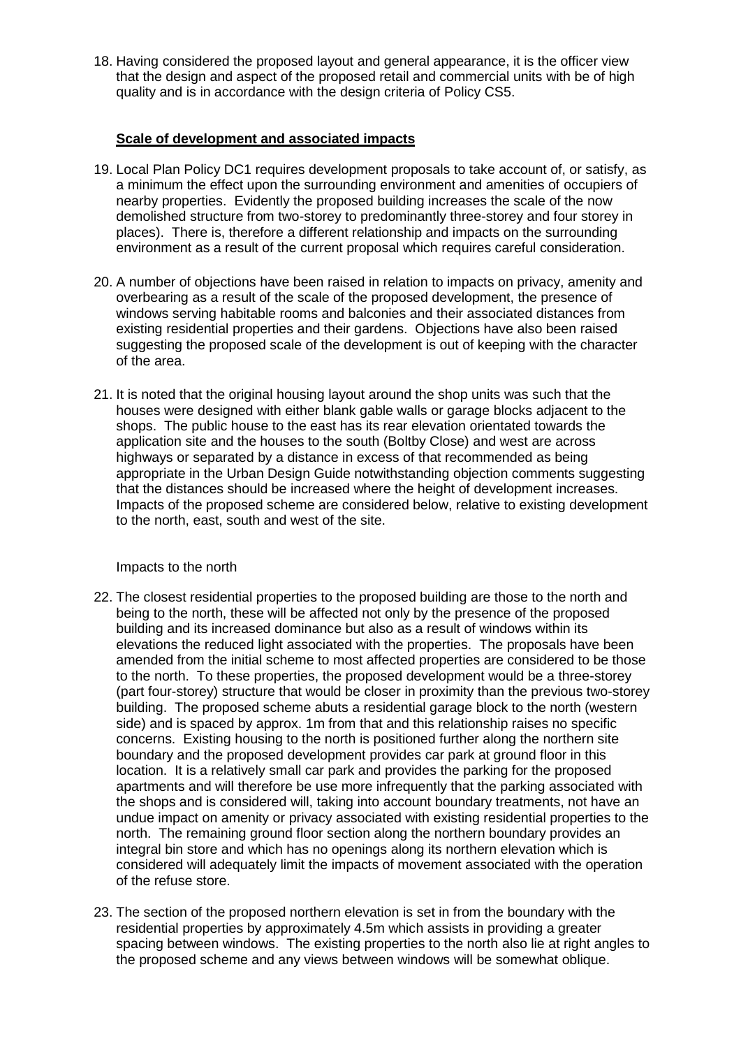18. Having considered the proposed layout and general appearance, it is the officer view that the design and aspect of the proposed retail and commercial units with be of high quality and is in accordance with the design criteria of Policy CS5.

**Scale of development and associated impacts**

19. Local Plan Policy DC1 requires development proposals to take account of, or satisfy, as a minimum the effect upon the surrounding environment and amenities of occupiers of nearby properties. Evidently the proposed building increases the scale of the now demolished structure from two-storey to predominantly three-storey and four storey in places). There is, therefore a different relationship and impacts on the surrounding environment as a result of the current proposal which requires careful consideration.

20. A number of objections have been raised in relation to impacts on privacy, amenity and overbearing as a result of the scale of the proposed development, the presence of windows serving habitable rooms and balconies and their associated distances from existing residential properties and their gardens. Objections have also been raised suggesting the proposed scale of the development is out of keeping with the character of the area.

21. It is noted that the original housing layout around the shop units was such that the houses were designed with either blank gable walls or garage blocks adjacent to the shops. The public house to the east has its rear elevation orientated towards the application site and the houses to the south (Boltby Close) and west are across highways or separated by a distance in excess of that recommended as being appropriate in the Urban Design Guide notwithstanding objection comments suggesting that the distances should be increased where the height of development increases. Impacts of the proposed scheme are considered below, relative to existing development to the north, east, south and west of the site.

Impacts to the north

22. The closest residential properties to the proposed building are those to the north and being to the north, these will be affected not only by the presence of the proposed building and its increased dominance but also as a result of windows within its elevations the reduced light associated with the properties. The proposals have been amended from the initial scheme to most affected properties are considered to be those to the north. To these properties, the proposed development would be a three-storey (part four-storey) structure that would be closer in proximity than the previous two-storey building. The proposed scheme abuts a residential garage block to the north (western side) and is spaced by approx. 1m from that and this relationship raises no specific concerns. Existing housing to the north is positioned further along the northern site boundary and the proposed development provides car park at ground floor in this location. It is a relatively small car park and provides the parking for the proposed apartments and will therefore be use more infrequently that the parking associated with the shops and is considered will, taking into account boundary treatments, not have an undue impact on amenity or privacy associated with existing residential properties to the north. The remaining ground floor section along the northern boundary provides an integral bin store and which has no openings along its northern elevation which is considered will adequately limit the impacts of movement associated with the operation of the refuse store.

23. The section of the proposed northern elevation is set in from the boundary with the residential properties by approximately 4.5m which assists in providing a greater spacing between windows. The existing properties to the north also lie at right angles to the proposed scheme and any views between windows will be somewhat oblique.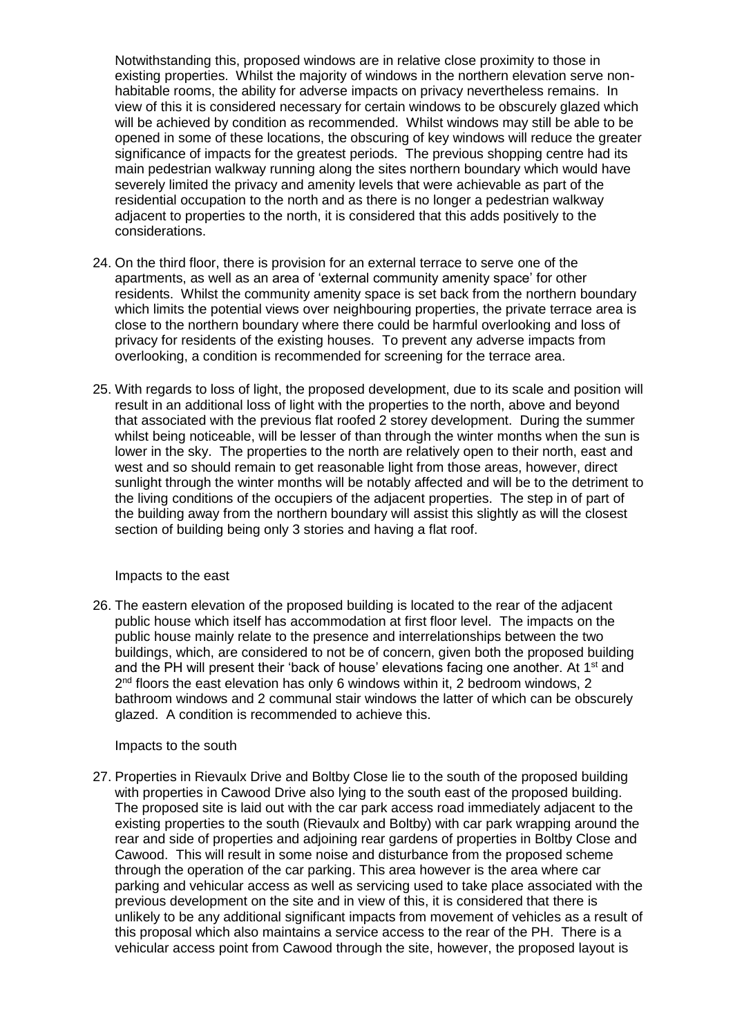Notwithstanding this, proposed windows are in relative close proximity to those in existing properties. Whilst the majority of windows in the northern elevation serve non-habitable rooms, the ability for adverse impacts on privacy nevertheless remains. In view of this it is considered necessary for certain windows to be obscurely glazed which will be achieved by condition as recommended. Whilst windows may still be able to be opened in some of these locations, the obscuring of key windows will reduce the greater significance of impacts for the greatest periods. The previous shopping centre had its main pedestrian walkway running along the sites northern boundary which would have severely limited the privacy and amenity levels that were achievable as part of the residential occupation to the north and as there is no longer a pedestrian walkway adjacent to properties to the north, it is considered that this adds positively to the considerations.

24. On the third floor, there is provision for an external terrace to serve one of the apartments, as well as an area of 'external community amenity space' for other residents. Whilst the community amenity space is set back from the northern boundary which limits the potential views over neighbouring properties, the private terrace area is close to the northern boundary where there could be harmful overlooking and loss of privacy for residents of the existing houses. To prevent any adverse impacts from overlooking, a condition is recommended for screening for the terrace area.

25. With regards to loss of light, the proposed development, due to its scale and position will result in an additional loss of light with the properties to the north, above and beyond that associated with the previous flat roofed 2 storey development. During the summer whilst being noticeable, will be lesser of than through the winter months when the sun is lower in the sky. The properties to the north are relatively open to their north, east and west and so should remain to get reasonable light from those areas, however, direct sunlight through the winter months will be notably affected and will be to the detriment to the living conditions of the occupiers of the adjacent properties. The step in of part of the building away from the northern boundary will assist this slightly as will the closest section of building being only 3 stories and having a flat roof.

Impacts to the east

26. The eastern elevation of the proposed building is located to the rear of the adjacent public house which itself has accommodation at first floor level. The impacts on the public house mainly relate to the presence and interrelationships between the two buildings, which, are considered to not be of concern, given both the proposed building and the PH will present their 'back of house' elevations facing one another. At 1st and 2nd floors the east elevation has only 6 windows within it, 2 bedroom windows, 2 bathroom windows and 2 communal stair windows the latter of which can be obscurely glazed. A condition is recommended to achieve this.

Impacts to the south

27. Properties in Rievaulx Drive and Boltby Close lie to the south of the proposed building with properties in Cawood Drive also lying to the south east of the proposed building. The proposed site is laid out with the car park access road immediately adjacent to the existing properties to the south (Rievaulx and Boltby) with car park wrapping around the rear and side of properties and adjoining rear gardens of properties in Boltby Close and Cawood. This will result in some noise and disturbance from the proposed scheme through the operation of the car parking. This area however is the area where car parking and vehicular access as well as servicing used to take place associated with the previous development on the site and in view of this, it is considered that there is unlikely to be any additional significant impacts from movement of vehicles as a result of this proposal which also maintains a service access to the rear of the PH. There is a vehicular access point from Cawood through the site, however, the proposed layout is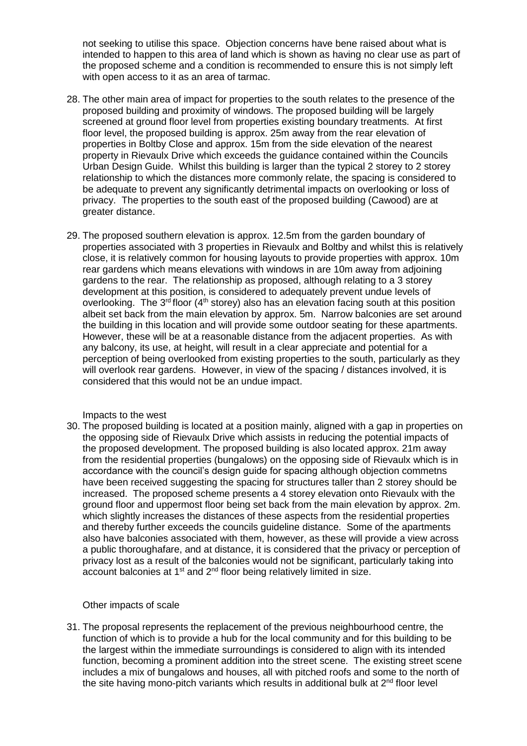not seeking to utilise this space. Objection concerns have bene raised about what is intended to happen to this area of land which is shown as having no clear use as part of the proposed scheme and a condition is recommended to ensure this is not simply left with open access to it as an area of tarmac.

28. The other main area of impact for properties to the south relates to the presence of the proposed building and proximity of windows. The proposed building will be largely screened at ground floor level from properties existing boundary treatments. At first floor level, the proposed building is approx. 25m away from the rear elevation of properties in Boltby Close and approx. 15m from the side elevation of the nearest property in Rievaulx Drive which exceeds the guidance contained within the Councils Urban Design Guide. Whilst this building is larger than the typical 2 storey to 2 storey relationship to which the distances more commonly relate, the spacing is considered to be adequate to prevent any significantly detrimental impacts on overlooking or loss of privacy. The properties to the south east of the proposed building (Cawood) are at greater distance.

29. The proposed southern elevation is approx. 12.5m from the garden boundary of properties associated with 3 properties in Rievaulx and Boltby and whilst this is relatively close, it is relatively common for housing layouts to provide properties with approx. 10m rear gardens which means elevations with windows in are 10m away from adjoining gardens to the rear. The relationship as proposed, although relating to a 3 storey development at this position, is considered to adequately prevent undue levels of overlooking. The 3rd floor (4th storey) also has an elevation facing south at this position albeit set back from the main elevation by approx. 5m. Narrow balconies are set around the building in this location and will provide some outdoor seating for these apartments. However, these will be at a reasonable distance from the adjacent properties. As with any balcony, its use, at height, will result in a clear appreciate and potential for a perception of being overlooked from existing properties to the south, particularly as they will overlook rear gardens. However, in view of the spacing / distances involved, it is considered that this would not be an undue impact.

Impacts to the west

30. The proposed building is located at a position mainly, aligned with a gap in properties on the opposing side of Rievaulx Drive which assists in reducing the potential impacts of the proposed development. The proposed building is also located approx. 21m away from the residential properties (bungalows) on the opposing side of Rievaulx which is in accordance with the council's design guide for spacing although objection commetns have been received suggesting the spacing for structures taller than 2 storey should be increased. The proposed scheme presents a 4 storey elevation onto Rievaulx with the ground floor and uppermost floor being set back from the main elevation by approx. 2m. which slightly increases the distances of these aspects from the residential properties and thereby further exceeds the councils guideline distance. Some of the apartments also have balconies associated with them, however, as these will provide a view across a public thoroughafare, and at distance, it is considered that the privacy or perception of privacy lost as a result of the balconies would not be significant, particularly taking into account balconies at 1st and 2nd floor being relatively limited in size.

Other impacts of scale

31. The proposal represents the replacement of the previous neighbourhood centre, the function of which is to provide a hub for the local community and for this building to be the largest within the immediate surroundings is considered to align with its intended function, becoming a prominent addition into the street scene. The existing street scene includes a mix of bungalows and houses, all with pitched roofs and some to the north of the site having mono-pitch variants which results in additional bulk at 2nd floor level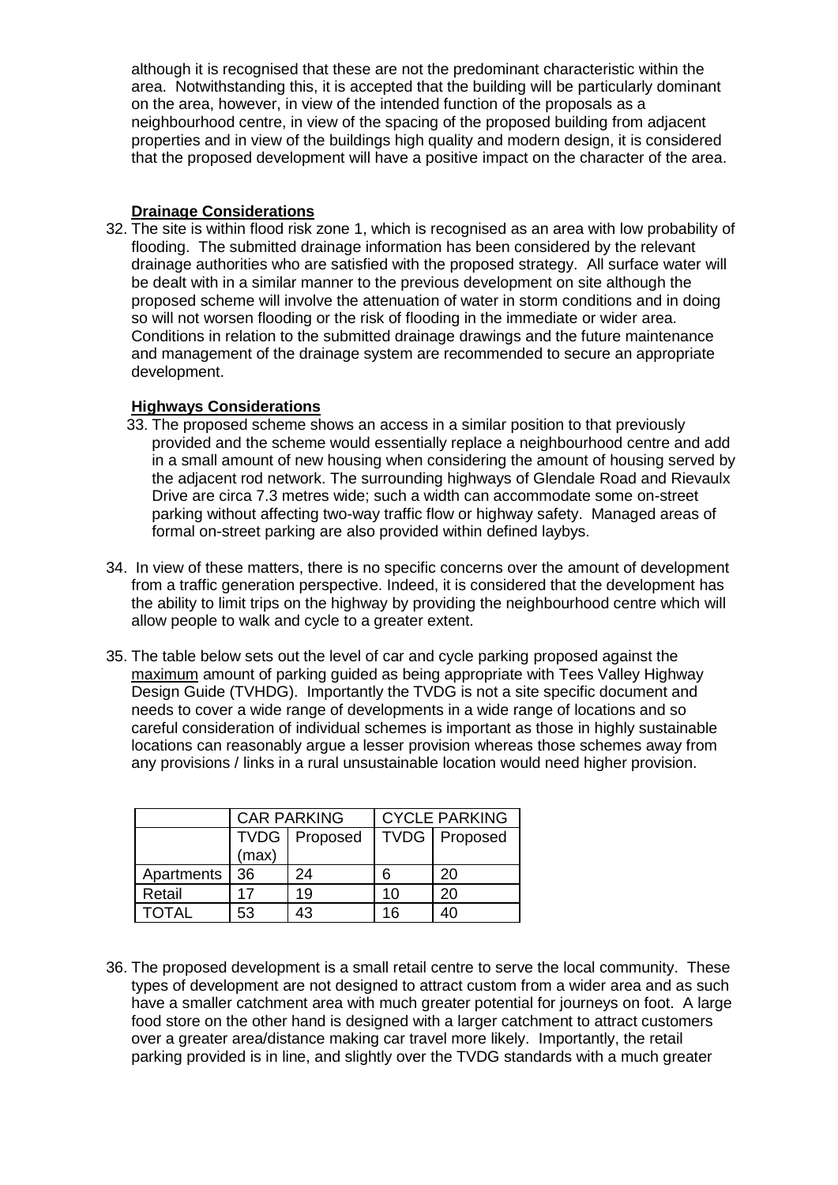although it is recognised that these are not the predominant characteristic within the area. Notwithstanding this, it is accepted that the building will be particularly dominant on the area, however, in view of the intended function of the proposals as a neighbourhood centre, in view of the spacing of the proposed building from adjacent properties and in view of the buildings high quality and modern design, it is considered that the proposed development will have a positive impact on the character of the area.

**Drainage Considerations**

32. The site is within flood risk zone 1, which is recognised as an area with low probability of flooding. The submitted drainage information has been considered by the relevant drainage authorities who are satisfied with the proposed strategy. All surface water will be dealt with in a similar manner to the previous development on site although the proposed scheme will involve the attenuation of water in storm conditions and in doing so will not worsen flooding or the risk of flooding in the immediate or wider area. Conditions in relation to the submitted drainage drawings and the future maintenance and management of the drainage system are recommended to secure an appropriate development.

**Highways Considerations**

33. The proposed scheme shows an access in a similar position to that previously provided and the scheme would essentially replace a neighbourhood centre and add in a small amount of new housing when considering the amount of housing served by the adjacent rod network. The surrounding highways of Glendale Road and Rievaulx Drive are circa 7.3 metres wide; such a width can accommodate some on-street parking without affecting two-way traffic flow or highway safety. Managed areas of formal on-street parking are also provided within defined laybys.

34. In view of these matters, there is no specific concerns over the amount of development from a traffic generation perspective. Indeed, it is considered that the development has the ability to limit trips on the highway by providing the neighbourhood centre which will allow people to walk and cycle to a greater extent.

35. The table below sets out the level of car and cycle parking proposed against the maximum amount of parking guided as being appropriate with Tees Valley Highway Design Guide (TVHDG). Importantly the TVDG is not a site specific document and needs to cover a wide range of developments in a wide range of locations and so careful consideration of individual schemes is important as those in highly sustainable locations can reasonably argue a lesser provision whereas those schemes away from any provisions / links in a rural unsustainable location would need higher provision.

| | CAR PARKING | | CYCLE PARKING | |
|---|---|---|---|---|
| | TVDG (max) | Proposed | TVDG | Proposed |
| Apartments | 36 | 24 | 6 | 20 |
| Retail | 17 | 19 | 10 | 20 |
| TOTAL | 53 | 43 | 16 | 40 |

36. The proposed development is a small retail centre to serve the local community. These types of development are not designed to attract custom from a wider area and as such have a smaller catchment area with much greater potential for journeys on foot. A large food store on the other hand is designed with a larger catchment to attract customers over a greater area/distance making car travel more likely. Importantly, the retail parking provided is in line, and slightly over the TVDG standards with a much greater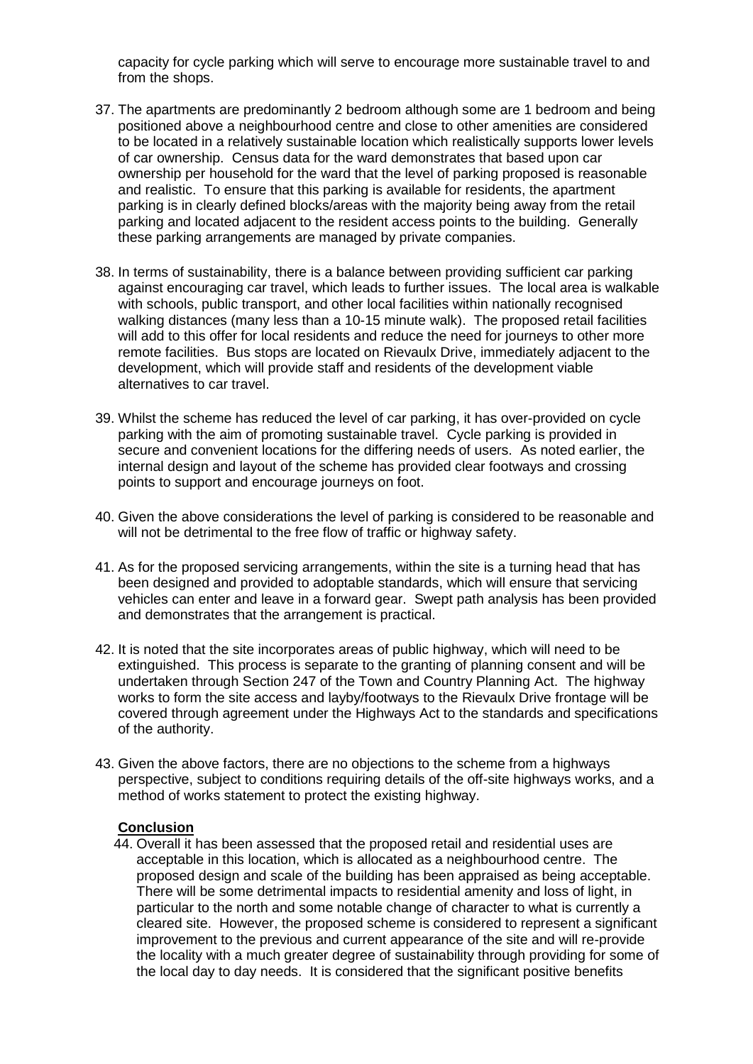capacity for cycle parking which will serve to encourage more sustainable travel to and from the shops.

37. The apartments are predominantly 2 bedroom although some are 1 bedroom and being positioned above a neighbourhood centre and close to other amenities are considered to be located in a relatively sustainable location which realistically supports lower levels of car ownership. Census data for the ward demonstrates that based upon car ownership per household for the ward that the level of parking proposed is reasonable and realistic. To ensure that this parking is available for residents, the apartment parking is in clearly defined blocks/areas with the majority being away from the retail parking and located adjacent to the resident access points to the building. Generally these parking arrangements are managed by private companies.

38. In terms of sustainability, there is a balance between providing sufficient car parking against encouraging car travel, which leads to further issues. The local area is walkable with schools, public transport, and other local facilities within nationally recognised walking distances (many less than a 10-15 minute walk). The proposed retail facilities will add to this offer for local residents and reduce the need for journeys to other more remote facilities. Bus stops are located on Rievaulx Drive, immediately adjacent to the development, which will provide staff and residents of the development viable alternatives to car travel.

39. Whilst the scheme has reduced the level of car parking, it has over-provided on cycle parking with the aim of promoting sustainable travel. Cycle parking is provided in secure and convenient locations for the differing needs of users. As noted earlier, the internal design and layout of the scheme has provided clear footways and crossing points to support and encourage journeys on foot.

40. Given the above considerations the level of parking is considered to be reasonable and will not be detrimental to the free flow of traffic or highway safety.

41. As for the proposed servicing arrangements, within the site is a turning head that has been designed and provided to adoptable standards, which will ensure that servicing vehicles can enter and leave in a forward gear. Swept path analysis has been provided and demonstrates that the arrangement is practical.

42. It is noted that the site incorporates areas of public highway, which will need to be extinguished. This process is separate to the granting of planning consent and will be undertaken through Section 247 of the Town and Country Planning Act. The highway works to form the site access and layby/footways to the Rievaulx Drive frontage will be covered through agreement under the Highways Act to the standards and specifications of the authority.

43. Given the above factors, there are no objections to the scheme from a highways perspective, subject to conditions requiring details of the off-site highways works, and a method of works statement to protect the existing highway.

**Conclusion**

44. Overall it has been assessed that the proposed retail and residential uses are acceptable in this location, which is allocated as a neighbourhood centre. The proposed design and scale of the building has been appraised as being acceptable. There will be some detrimental impacts to residential amenity and loss of light, in particular to the north and some notable change of character to what is currently a cleared site. However, the proposed scheme is considered to represent a significant improvement to the previous and current appearance of the site and will re-provide the locality with a much greater degree of sustainability through providing for some of the local day to day needs. It is considered that the significant positive benefits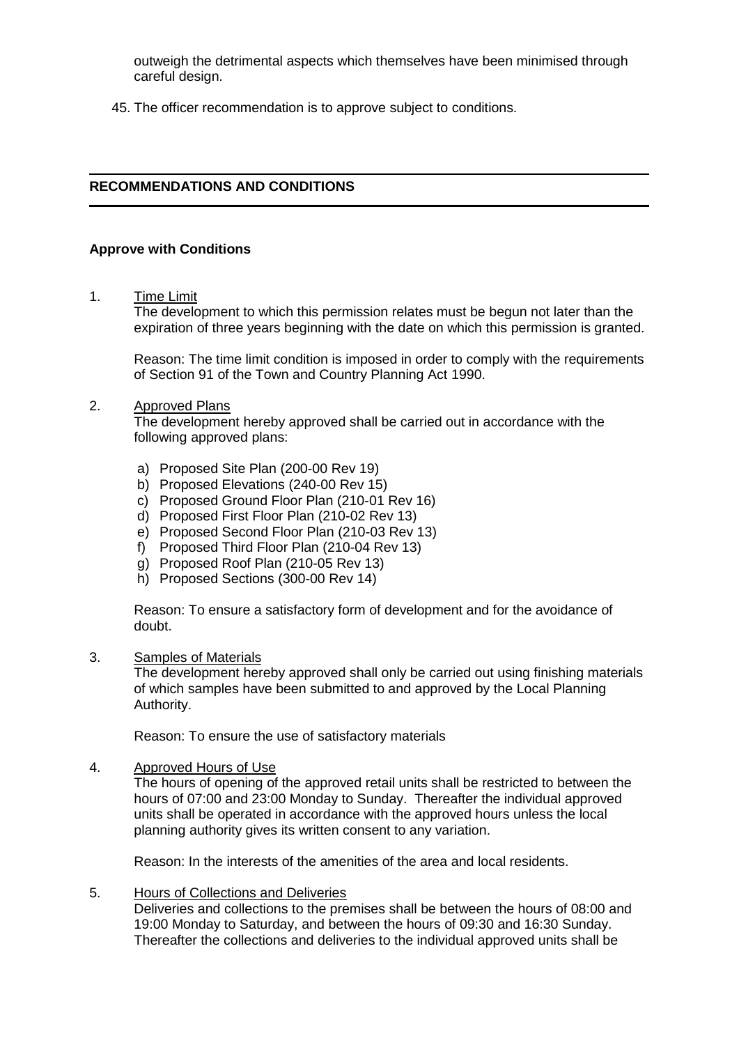outweigh the detrimental aspects which themselves have been minimised through careful design.

45. The officer recommendation is to approve subject to conditions.

## RECOMMENDATIONS AND CONDITIONS

**Approve with Conditions**

1. <u>Time Limit</u>

   The development to which this permission relates must be begun not later than the expiration of three years beginning with the date on which this permission is granted.

   Reason: The time limit condition is imposed in order to comply with the requirements of Section 91 of the Town and Country Planning Act 1990.

2. <u>Approved Plans</u>

   The development hereby approved shall be carried out in accordance with the following approved plans:

   a) Proposed Site Plan (200-00 Rev 19)
   b) Proposed Elevations (240-00 Rev 15)
   c) Proposed Ground Floor Plan (210-01 Rev 16)
   d) Proposed First Floor Plan (210-02 Rev 13)
   e) Proposed Second Floor Plan (210-03 Rev 13)
   f) Proposed Third Floor Plan (210-04 Rev 13)
   g) Proposed Roof Plan (210-05 Rev 13)
   h) Proposed Sections (300-00 Rev 14)

   Reason: To ensure a satisfactory form of development and for the avoidance of doubt.

3. <u>Samples of Materials</u>

   The development hereby approved shall only be carried out using finishing materials of which samples have been submitted to and approved by the Local Planning Authority.

   Reason: To ensure the use of satisfactory materials

4. <u>Approved Hours of Use</u>

   The hours of opening of the approved retail units shall be restricted to between the hours of 07:00 and 23:00 Monday to Sunday. Thereafter the individual approved units shall be operated in accordance with the approved hours unless the local planning authority gives its written consent to any variation.

   Reason: In the interests of the amenities of the area and local residents.

5. <u>Hours of Collections and Deliveries</u>

   Deliveries and collections to the premises shall be between the hours of 08:00 and 19:00 Monday to Saturday, and between the hours of 09:30 and 16:30 Sunday. Thereafter the collections and deliveries to the individual approved units shall be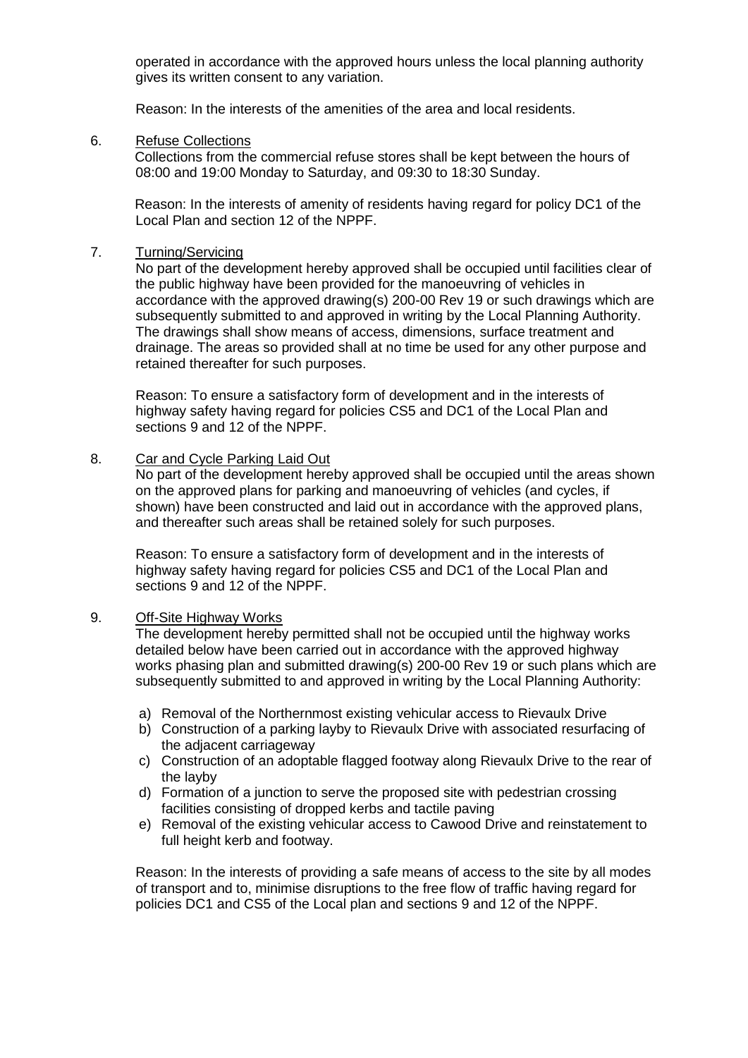operated in accordance with the approved hours unless the local planning authority gives its written consent to any variation.

Reason: In the interests of the amenities of the area and local residents.

6. Refuse Collections

Collections from the commercial refuse stores shall be kept between the hours of 08:00 and 19:00 Monday to Saturday, and 09:30 to 18:30 Sunday.

Reason: In the interests of amenity of residents having regard for policy DC1 of the Local Plan and section 12 of the NPPF.

7. Turning/Servicing

No part of the development hereby approved shall be occupied until facilities clear of the public highway have been provided for the manoeuvring of vehicles in accordance with the approved drawing(s) 200-00 Rev 19 or such drawings which are subsequently submitted to and approved in writing by the Local Planning Authority. The drawings shall show means of access, dimensions, surface treatment and drainage. The areas so provided shall at no time be used for any other purpose and retained thereafter for such purposes.

Reason: To ensure a satisfactory form of development and in the interests of highway safety having regard for policies CS5 and DC1 of the Local Plan and sections 9 and 12 of the NPPF.

8. Car and Cycle Parking Laid Out

No part of the development hereby approved shall be occupied until the areas shown on the approved plans for parking and manoeuvring of vehicles (and cycles, if shown) have been constructed and laid out in accordance with the approved plans, and thereafter such areas shall be retained solely for such purposes.

Reason: To ensure a satisfactory form of development and in the interests of highway safety having regard for policies CS5 and DC1 of the Local Plan and sections 9 and 12 of the NPPF.

9. Off-Site Highway Works

The development hereby permitted shall not be occupied until the highway works detailed below have been carried out in accordance with the approved highway works phasing plan and submitted drawing(s) 200-00 Rev 19 or such plans which are subsequently submitted to and approved in writing by the Local Planning Authority:

a) Removal of the Northernmost existing vehicular access to Rievaulx Drive
b) Construction of a parking layby to Rievaulx Drive with associated resurfacing of the adjacent carriageway
c) Construction of an adoptable flagged footway along Rievaulx Drive to the rear of the layby
d) Formation of a junction to serve the proposed site with pedestrian crossing facilities consisting of dropped kerbs and tactile paving
e) Removal of the existing vehicular access to Cawood Drive and reinstatement to full height kerb and footway.

Reason: In the interests of providing a safe means of access to the site by all modes of transport and to, minimise disruptions to the free flow of traffic having regard for policies DC1 and CS5 of the Local plan and sections 9 and 12 of the NPPF.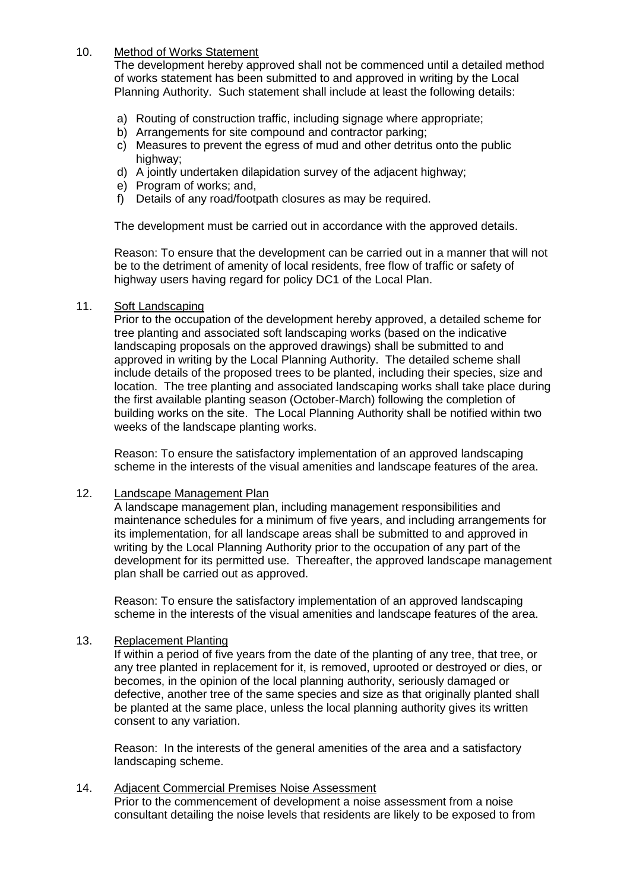10. Method of Works Statement

The development hereby approved shall not be commenced until a detailed method of works statement has been submitted to and approved in writing by the Local Planning Authority. Such statement shall include at least the following details:

a) Routing of construction traffic, including signage where appropriate;
b) Arrangements for site compound and contractor parking;
c) Measures to prevent the egress of mud and other detritus onto the public highway;
d) A jointly undertaken dilapidation survey of the adjacent highway;
e) Program of works; and,
f) Details of any road/footpath closures as may be required.

The development must be carried out in accordance with the approved details.

Reason: To ensure that the development can be carried out in a manner that will not be to the detriment of amenity of local residents, free flow of traffic or safety of highway users having regard for policy DC1 of the Local Plan.

11. Soft Landscaping

Prior to the occupation of the development hereby approved, a detailed scheme for tree planting and associated soft landscaping works (based on the indicative landscaping proposals on the approved drawings) shall be submitted to and approved in writing by the Local Planning Authority. The detailed scheme shall include details of the proposed trees to be planted, including their species, size and location. The tree planting and associated landscaping works shall take place during the first available planting season (October-March) following the completion of building works on the site. The Local Planning Authority shall be notified within two weeks of the landscape planting works.

Reason: To ensure the satisfactory implementation of an approved landscaping scheme in the interests of the visual amenities and landscape features of the area.

12. Landscape Management Plan

A landscape management plan, including management responsibilities and maintenance schedules for a minimum of five years, and including arrangements for its implementation, for all landscape areas shall be submitted to and approved in writing by the Local Planning Authority prior to the occupation of any part of the development for its permitted use. Thereafter, the approved landscape management plan shall be carried out as approved.

Reason: To ensure the satisfactory implementation of an approved landscaping scheme in the interests of the visual amenities and landscape features of the area.

13. Replacement Planting

If within a period of five years from the date of the planting of any tree, that tree, or any tree planted in replacement for it, is removed, uprooted or destroyed or dies, or becomes, in the opinion of the local planning authority, seriously damaged or defective, another tree of the same species and size as that originally planted shall be planted at the same place, unless the local planning authority gives its written consent to any variation.

Reason: In the interests of the general amenities of the area and a satisfactory landscaping scheme.

14. Adjacent Commercial Premises Noise Assessment

Prior to the commencement of development a noise assessment from a noise consultant detailing the noise levels that residents are likely to be exposed to from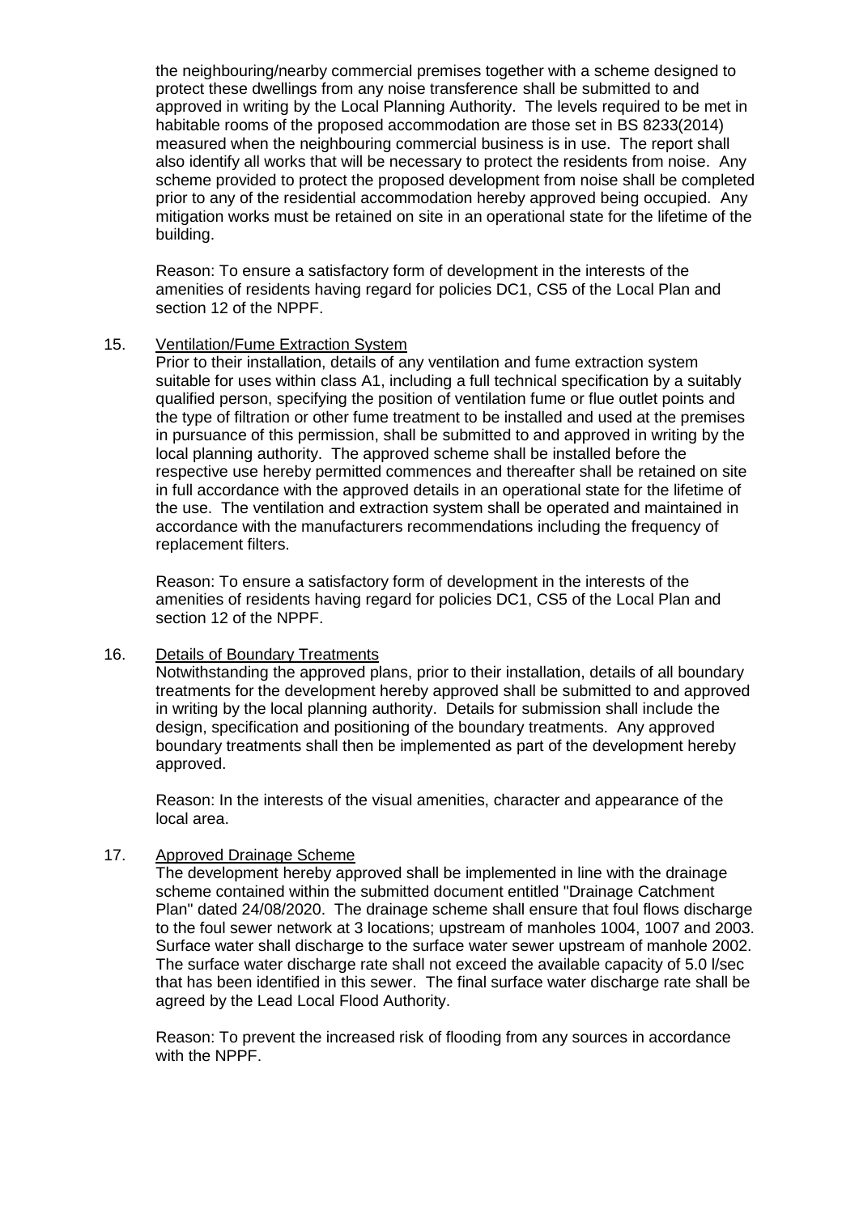the neighbouring/nearby commercial premises together with a scheme designed to protect these dwellings from any noise transference shall be submitted to and approved in writing by the Local Planning Authority. The levels required to be met in habitable rooms of the proposed accommodation are those set in BS 8233(2014) measured when the neighbouring commercial business is in use. The report shall also identify all works that will be necessary to protect the residents from noise. Any scheme provided to protect the proposed development from noise shall be completed prior to any of the residential accommodation hereby approved being occupied. Any mitigation works must be retained on site in an operational state for the lifetime of the building.

Reason: To ensure a satisfactory form of development in the interests of the amenities of residents having regard for policies DC1, CS5 of the Local Plan and section 12 of the NPPF.

15. Ventilation/Fume Extraction System

Prior to their installation, details of any ventilation and fume extraction system suitable for uses within class A1, including a full technical specification by a suitably qualified person, specifying the position of ventilation fume or flue outlet points and the type of filtration or other fume treatment to be installed and used at the premises in pursuance of this permission, shall be submitted to and approved in writing by the local planning authority. The approved scheme shall be installed before the respective use hereby permitted commences and thereafter shall be retained on site in full accordance with the approved details in an operational state for the lifetime of the use. The ventilation and extraction system shall be operated and maintained in accordance with the manufacturers recommendations including the frequency of replacement filters.

Reason: To ensure a satisfactory form of development in the interests of the amenities of residents having regard for policies DC1, CS5 of the Local Plan and section 12 of the NPPF.

16. Details of Boundary Treatments

Notwithstanding the approved plans, prior to their installation, details of all boundary treatments for the development hereby approved shall be submitted to and approved in writing by the local planning authority. Details for submission shall include the design, specification and positioning of the boundary treatments. Any approved boundary treatments shall then be implemented as part of the development hereby approved.

Reason: In the interests of the visual amenities, character and appearance of the local area.

17. Approved Drainage Scheme

The development hereby approved shall be implemented in line with the drainage scheme contained within the submitted document entitled "Drainage Catchment Plan" dated 24/08/2020. The drainage scheme shall ensure that foul flows discharge to the foul sewer network at 3 locations; upstream of manholes 1004, 1007 and 2003. Surface water shall discharge to the surface water sewer upstream of manhole 2002. The surface water discharge rate shall not exceed the available capacity of 5.0 l/sec that has been identified in this sewer. The final surface water discharge rate shall be agreed by the Lead Local Flood Authority.

Reason: To prevent the increased risk of flooding from any sources in accordance with the NPPF.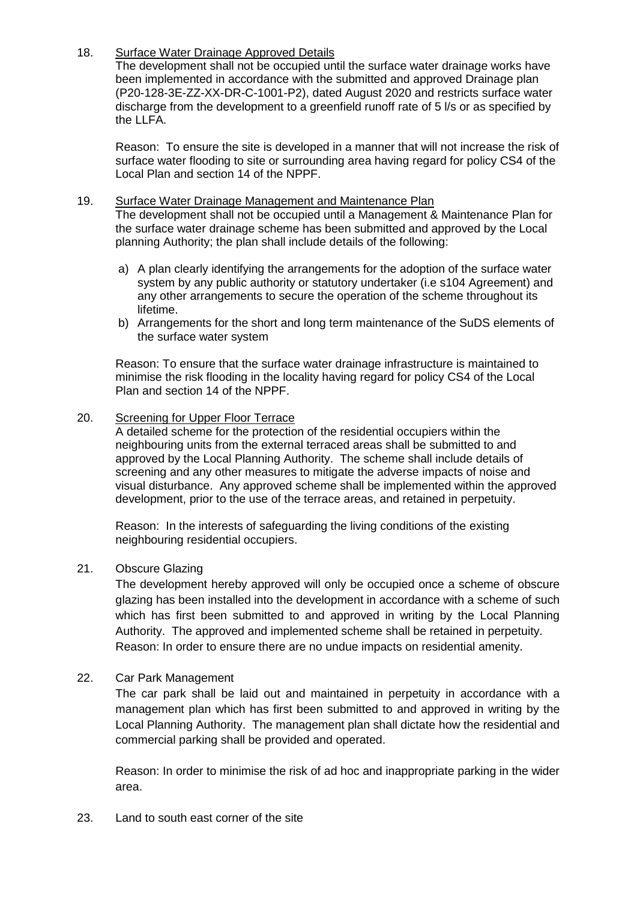18. Surface Water Drainage Approved Details

The development shall not be occupied until the surface water drainage works have been implemented in accordance with the submitted and approved Drainage plan (P20-128-3E-ZZ-XX-DR-C-1001-P2), dated August 2020 and restricts surface water discharge from the development to a greenfield runoff rate of 5 l/s or as specified by the LLFA.

Reason: To ensure the site is developed in a manner that will not increase the risk of surface water flooding to site or surrounding area having regard for policy CS4 of the Local Plan and section 14 of the NPPF.

19. Surface Water Drainage Management and Maintenance Plan

The development shall not be occupied until a Management & Maintenance Plan for the surface water drainage scheme has been submitted and approved by the Local planning Authority; the plan shall include details of the following:

a) A plan clearly identifying the arrangements for the adoption of the surface water system by any public authority or statutory undertaker (i.e s104 Agreement) and any other arrangements to secure the operation of the scheme throughout its lifetime.
b) Arrangements for the short and long term maintenance of the SuDS elements of the surface water system

Reason: To ensure that the surface water drainage infrastructure is maintained to minimise the risk flooding in the locality having regard for policy CS4 of the Local Plan and section 14 of the NPPF.

20. Screening for Upper Floor Terrace

A detailed scheme for the protection of the residential occupiers within the neighbouring units from the external terraced areas shall be submitted to and approved by the Local Planning Authority. The scheme shall include details of screening and any other measures to mitigate the adverse impacts of noise and visual disturbance. Any approved scheme shall be implemented within the approved development, prior to the use of the terrace areas, and retained in perpetuity.

Reason: In the interests of safeguarding the living conditions of the existing neighbouring residential occupiers.

21. Obscure Glazing

The development hereby approved will only be occupied once a scheme of obscure glazing has been installed into the development in accordance with a scheme of such which has first been submitted to and approved in writing by the Local Planning Authority. The approved and implemented scheme shall be retained in perpetuity.
Reason: In order to ensure there are no undue impacts on residential amenity.

22. Car Park Management

The car park shall be laid out and maintained in perpetuity in accordance with a management plan which has first been submitted to and approved in writing by the Local Planning Authority. The management plan shall dictate how the residential and commercial parking shall be provided and operated.

Reason: In order to minimise the risk of ad hoc and inappropriate parking in the wider area.

23. Land to south east corner of the site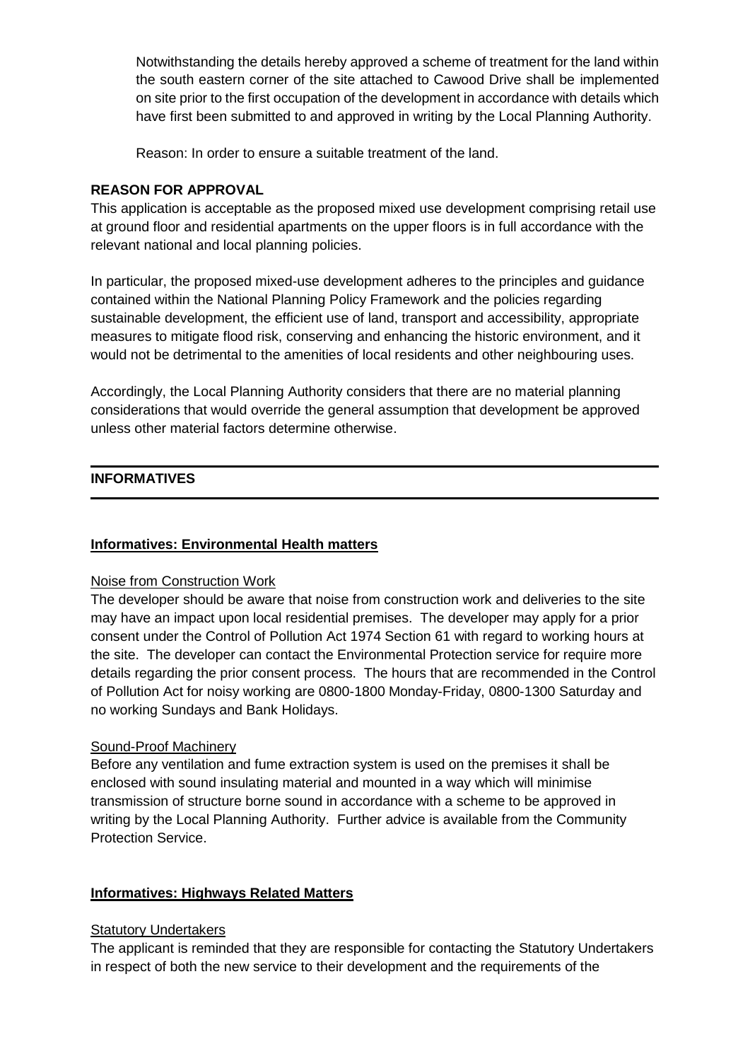Notwithstanding the details hereby approved a scheme of treatment for the land within the south eastern corner of the site attached to Cawood Drive shall be implemented on site prior to the first occupation of the development in accordance with details which have first been submitted to and approved in writing by the Local Planning Authority.

Reason: In order to ensure a suitable treatment of the land.

**REASON FOR APPROVAL**

This application is acceptable as the proposed mixed use development comprising retail use at ground floor and residential apartments on the upper floors is in full accordance with the relevant national and local planning policies.

In particular, the proposed mixed-use development adheres to the principles and guidance contained within the National Planning Policy Framework and the policies regarding sustainable development, the efficient use of land, transport and accessibility, appropriate measures to mitigate flood risk, conserving and enhancing the historic environment, and it would not be detrimental to the amenities of local residents and other neighbouring uses.

Accordingly, the Local Planning Authority considers that there are no material planning considerations that would override the general assumption that development be approved unless other material factors determine otherwise.

---

**INFORMATIVES**

---

**Informatives: Environmental Health matters**

Noise from Construction Work

The developer should be aware that noise from construction work and deliveries to the site may have an impact upon local residential premises. The developer may apply for a prior consent under the Control of Pollution Act 1974 Section 61 with regard to working hours at the site. The developer can contact the Environmental Protection service for require more details regarding the prior consent process. The hours that are recommended in the Control of Pollution Act for noisy working are 0800-1800 Monday-Friday, 0800-1300 Saturday and no working Sundays and Bank Holidays.

Sound-Proof Machinery

Before any ventilation and fume extraction system is used on the premises it shall be enclosed with sound insulating material and mounted in a way which will minimise transmission of structure borne sound in accordance with a scheme to be approved in writing by the Local Planning Authority. Further advice is available from the Community Protection Service.

**Informatives: Highways Related Matters**

Statutory Undertakers

The applicant is reminded that they are responsible for contacting the Statutory Undertakers in respect of both the new service to their development and the requirements of the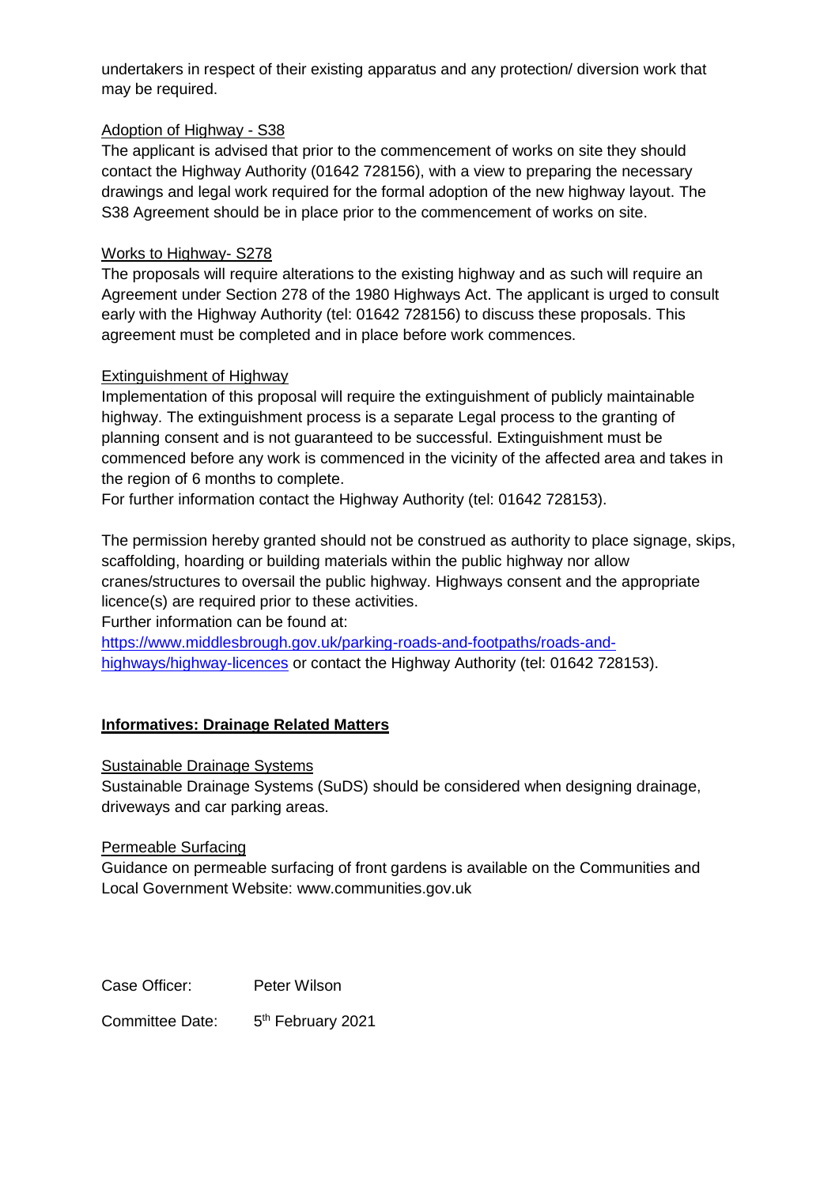undertakers in respect of their existing apparatus and any protection/ diversion work that may be required.

Adoption of Highway - S38

The applicant is advised that prior to the commencement of works on site they should contact the Highway Authority (01642 728156), with a view to preparing the necessary drawings and legal work required for the formal adoption of the new highway layout. The S38 Agreement should be in place prior to the commencement of works on site.

Works to Highway- S278

The proposals will require alterations to the existing highway and as such will require an Agreement under Section 278 of the 1980 Highways Act. The applicant is urged to consult early with the Highway Authority (tel: 01642 728156) to discuss these proposals. This agreement must be completed and in place before work commences.

Extinguishment of Highway

Implementation of this proposal will require the extinguishment of publicly maintainable highway. The extinguishment process is a separate Legal process to the granting of planning consent and is not guaranteed to be successful. Extinguishment must be commenced before any work is commenced in the vicinity of the affected area and takes in the region of 6 months to complete.
For further information contact the Highway Authority (tel: 01642 728153).

The permission hereby granted should not be construed as authority to place signage, skips, scaffolding, hoarding or building materials within the public highway nor allow cranes/structures to oversail the public highway. Highways consent and the appropriate licence(s) are required prior to these activities.
Further information can be found at:
https://www.middlesbrough.gov.uk/parking-roads-and-footpaths/roads-and-highways/highway-licences or contact the Highway Authority (tel: 01642 728153).

**Informatives: Drainage Related Matters**

Sustainable Drainage Systems

Sustainable Drainage Systems (SuDS) should be considered when designing drainage, driveways and car parking areas.

Permeable Surfacing

Guidance on permeable surfacing of front gardens is available on the Communities and Local Government Website: www.communities.gov.uk

Case Officer: Peter Wilson

Committee Date: 5th February 2021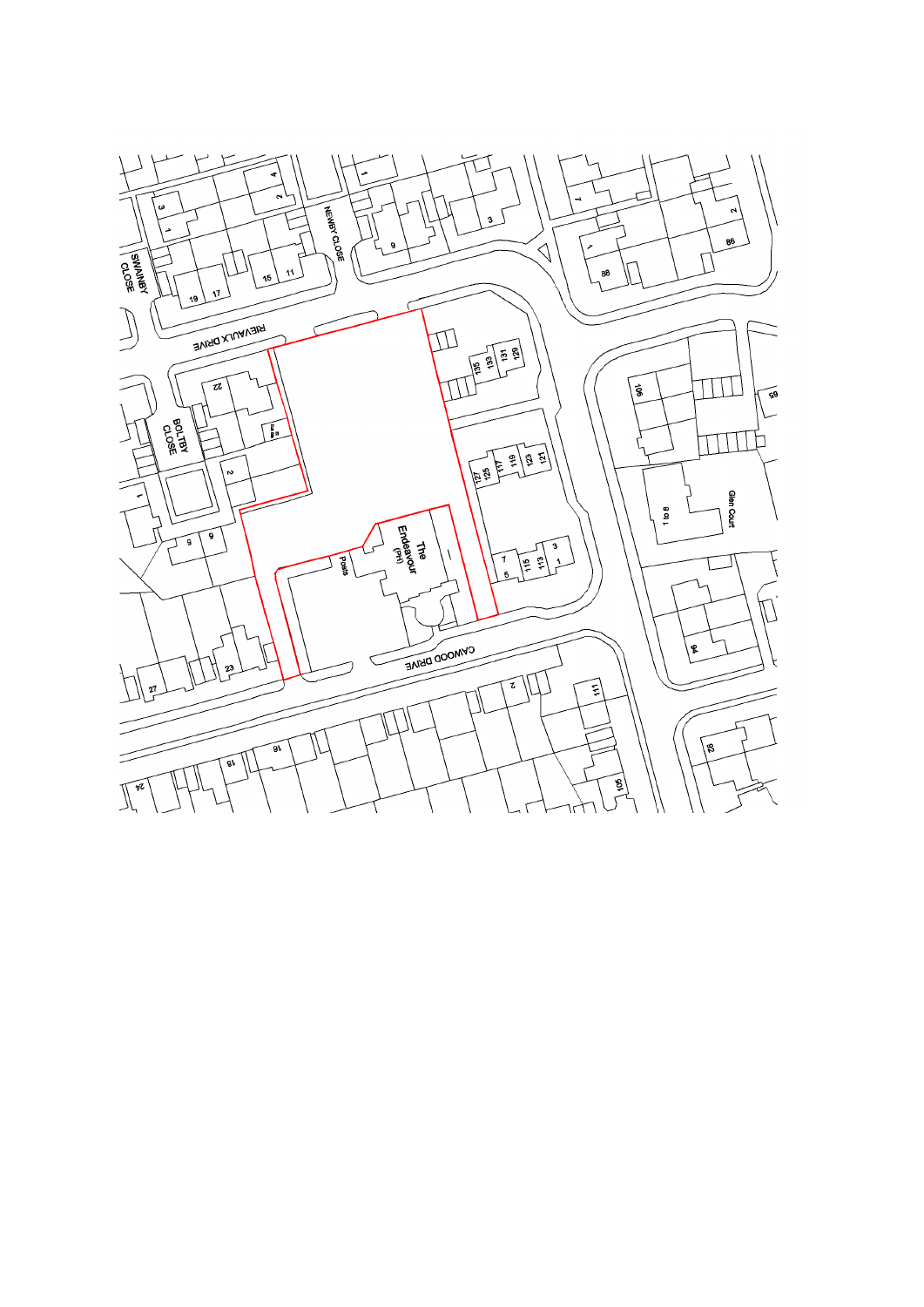SWAINBY CLOSE

NEWBY CLOSE

RIEVAULX DRIVE

BOLTBY CLOSE

The Endeavour (PH)

Posts

CAWOOD DRIVE

Glen Court

1 to 8

3

1

2

4

19

17

15

11

1

9

3

7

1

2

86

88

22

2

1

5

6

135

133

131

129

127

125

117

119

123

121

7

5

115

113

3

1

106

65

94

23

27

2

111

16

18

24

105

92